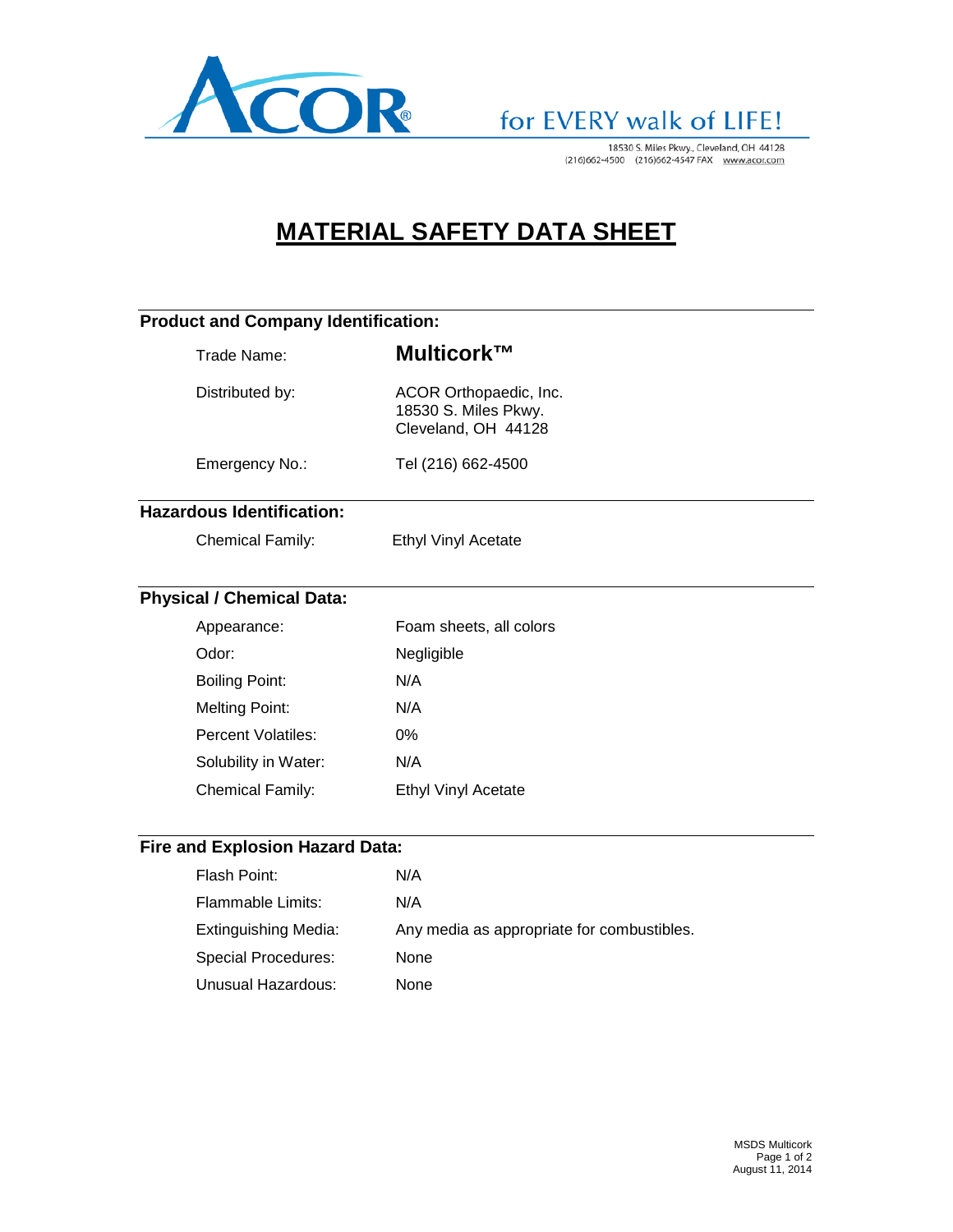ACOR® for EVERY walk of LIFE!

18530 S. Miles Pkwy., Cleveland, OH 44128
(216)662-4500 (216)662-4547 FAX www.acor.com

# MATERIAL SAFETY DATA SHEET

## Product and Company Identification:

| | |
|---|---|
| Trade Name: | **Multicork™** |
| Distributed by: | ACOR Orthopaedic, Inc.<br>18530 S. Miles Pkwy.<br>Cleveland, OH 44128 |
| Emergency No.: | Tel (216) 662-4500 |

## Hazardous Identification:

| | |
|---|---|
| Chemical Family: | Ethyl Vinyl Acetate |

## Physical / Chemical Data:

| | |
|---|---|
| Appearance: | Foam sheets, all colors |
| Odor: | Negligible |
| Boiling Point: | N/A |
| Melting Point: | N/A |
| Percent Volatiles: | 0% |
| Solubility in Water: | N/A |
| Chemical Family: | Ethyl Vinyl Acetate |

## Fire and Explosion Hazard Data:

| | |
|---|---|
| Flash Point: | N/A |
| Flammable Limits: | N/A |
| Extinguishing Media: | Any media as appropriate for combustibles. |
| Special Procedures: | None |
| Unusual Hazardous: | None |

MSDS Multicork
August 11, 2014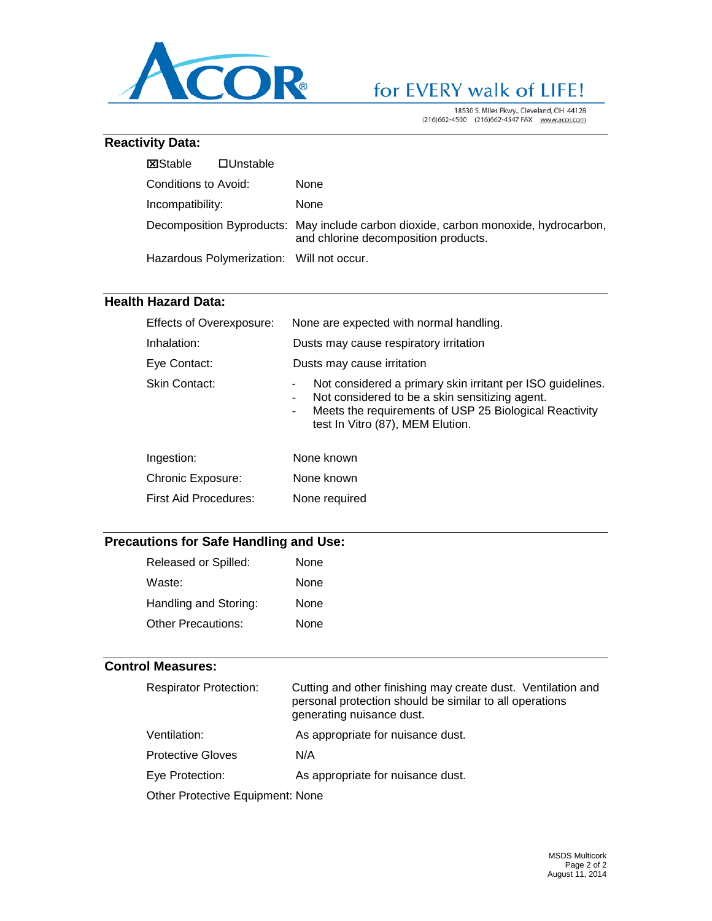ACOR®

for EVERY walk of LIFE!

18530 S. Miles Pkwy., Cleveland, OH 44128
(216)662-4500 (216)662-4547 FAX www.acor.com

## Reactivity Data:

☒Stable ☐Unstable

| | |
|---|---|
| Conditions to Avoid: | None |
| Incompatibility: | None |
| Decomposition Byproducts: | May include carbon dioxide, carbon monoxide, hydrocarbon, and chlorine decomposition products. |
| Hazardous Polymerization: | Will not occur. |

## Health Hazard Data:

| | |
|---|---|
| Effects of Overexposure: | None are expected with normal handling. |
| Inhalation: | Dusts may cause respiratory irritation |
| Eye Contact: | Dusts may cause irritation |
| Skin Contact: | - Not considered a primary skin irritant per ISO guidelines.<br>- Not considered to be a skin sensitizing agent.<br>- Meets the requirements of USP 25 Biological Reactivity test In Vitro (87), MEM Elution. |
| Ingestion: | None known |
| Chronic Exposure: | None known |
| First Aid Procedures: | None required |

## Precautions for Safe Handling and Use:

| | |
|---|---|
| Released or Spilled: | None |
| Waste: | None |
| Handling and Storing: | None |
| Other Precautions: | None |

## Control Measures:

| | |
|---|---|
| Respirator Protection: | Cutting and other finishing may create dust. Ventilation and personal protection should be similar to all operations generating nuisance dust. |
| Ventilation: | As appropriate for nuisance dust. |
| Protective Gloves | N/A |
| Eye Protection: | As appropriate for nuisance dust. |
| Other Protective Equipment: | None |

MSDS Multicork
August 11, 2014